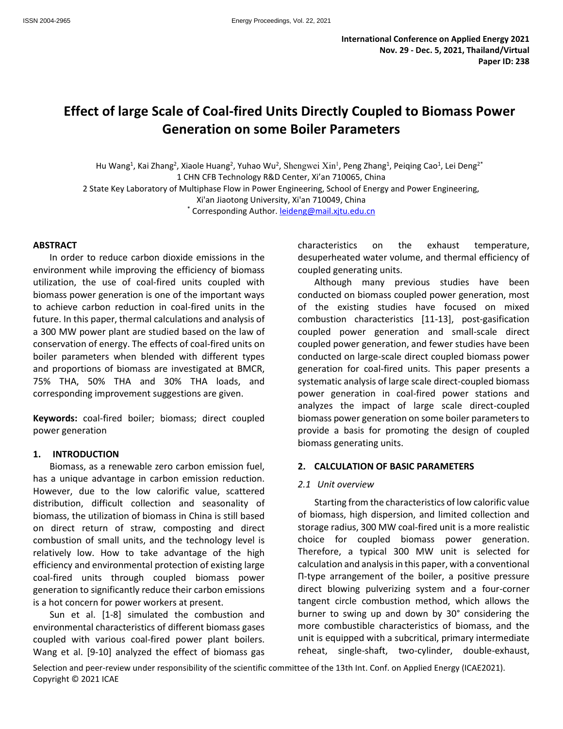International Conference on Applied Energy 2021
Nov. 29 - Dec. 5, 2021, Thailand/Virtual
Paper ID: 238

# Effect of large Scale of Coal-fired Units Directly Coupled to Biomass Power Generation on some Boiler Parameters

Hu Wang[1], Kai Zhang[2], Xiaole Huang[2], Yuhao Wu[2], Shengwei Xin[1], Peng Zhang[1], Peiqing Cao[1], Lei Deng[2*]

1 CHN CFB Technology R&D Center, Xi'an 710065, China

2 State Key Laboratory of Multiphase Flow in Power Engineering, School of Energy and Power Engineering, Xi'an Jiaotong University, Xi'an 710049, China

[*] Corresponding Author. leideng@mail.xjtu.edu.cn

## ABSTRACT

In order to reduce carbon dioxide emissions in the environment while improving the efficiency of biomass utilization, the use of coal-fired units coupled with biomass power generation is one of the important ways to achieve carbon reduction in coal-fired units in the future. In this paper, thermal calculations and analysis of a 300 MW power plant are studied based on the law of conservation of energy. The effects of coal-fired units on boiler parameters when blended with different types and proportions of biomass are investigated at BMCR, 75% THA, 50% THA and 30% THA loads, and corresponding improvement suggestions are given.

**Keywords:** coal-fired boiler; biomass; direct coupled power generation

## 1. INTRODUCTION

Biomass, as a renewable zero carbon emission fuel, has a unique advantage in carbon emission reduction. However, due to the low calorific value, scattered distribution, difficult collection and seasonality of biomass, the utilization of biomass in China is still based on direct return of straw, composting and direct combustion of small units, and the technology level is relatively low. How to take advantage of the high efficiency and environmental protection of existing large coal-fired units through coupled biomass power generation to significantly reduce their carbon emissions is a hot concern for power workers at present.

Sun et al. [1-8] simulated the combustion and environmental characteristics of different biomass gases coupled with various coal-fired power plant boilers. Wang et al. [9-10] analyzed the effect of biomass gas characteristics on the exhaust temperature, desuperheated water volume, and thermal efficiency of coupled generating units.

Although many previous studies have been conducted on biomass coupled power generation, most of the existing studies have focused on mixed combustion characteristics [11-13], post-gasification coupled power generation and small-scale direct coupled power generation, and fewer studies have been conducted on large-scale direct coupled biomass power generation for coal-fired units. This paper presents a systematic analysis of large scale direct-coupled biomass power generation in coal-fired power stations and analyzes the impact of large scale direct-coupled biomass power generation on some boiler parameters to provide a basis for promoting the design of coupled biomass generating units.

## 2. CALCULATION OF BASIC PARAMETERS

### 2.1 Unit overview

Starting from the characteristics of low calorific value of biomass, high dispersion, and limited collection and storage radius, 300 MW coal-fired unit is a more realistic choice for coupled biomass power generation. Therefore, a typical 300 MW unit is selected for calculation and analysis in this paper, with a conventional Π-type arrangement of the boiler, a positive pressure direct blowing pulverizing system and a four-corner tangent circle combustion method, which allows the burner to swing up and down by 30° considering the more combustible characteristics of biomass, and the unit is equipped with a subcritical, primary intermediate reheat, single-shaft, two-cylinder, double-exhaust,

Selection and peer-review under responsibility of the scientific committee of the 13th Int. Conf. on Applied Energy (ICAE2021).
Copyright © 2021 ICAE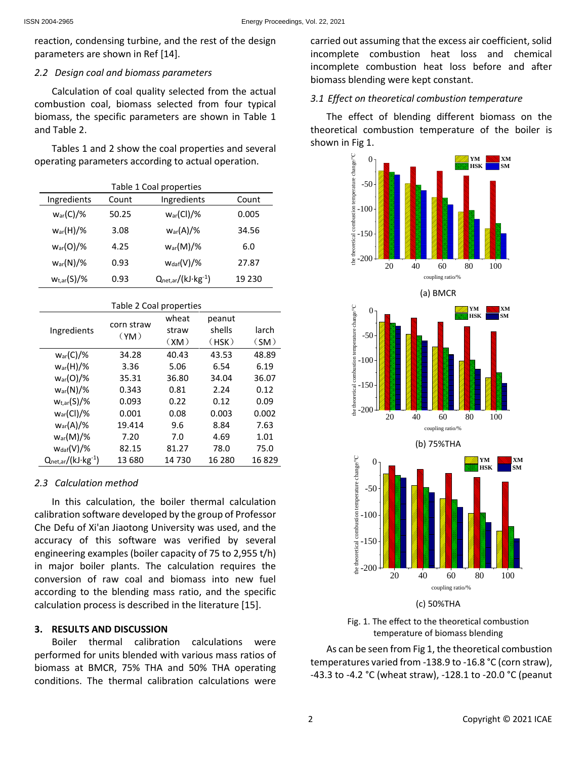reaction, condensing turbine, and the rest of the design parameters are shown in Ref [14].

### *2.2 Design coal and biomass parameters*

Calculation of coal quality selected from the actual combustion coal, biomass selected from four typical biomass, the specific parameters are shown in Table 1 and Table 2.

Tables 1 and 2 show the coal properties and several operating parameters according to actual operation.

Table 1 Coal properties

| Ingredients | Count | Ingredients | Count |
|---|---|---|---|
| $w_{ar}(C)/\%$ | 50.25 | $w_{ar}(Cl)/\%$ | 0.005 |
| $w_{ar}(H)/\%$ | 3.08 | $w_{ar}(A)/\%$ | 34.56 |
| $w_{ar}(O)/\%$ | 4.25 | $w_{ar}(M)/\%$ | 6.0 |
| $w_{ar}(N)/\%$ | 0.93 | $w_{daf}(V)/\%$ | 27.87 |
| $w_{t,ar}(S)/\%$ | 0.93 | $Q_{net,ar}/(kJ \cdot kg^{-1})$ | 19 230 |

Table 2 Coal properties

| Ingredients | corn straw（YM） | wheat straw（XM） | peanut shells（HSK） | larch（SM） |
|---|---|---|---|---|
| $w_{ar}(C)/\%$ | 34.28 | 40.43 | 43.53 | 48.89 |
| $w_{ar}(H)/\%$ | 3.36 | 5.06 | 6.54 | 6.19 |
| $w_{ar}(O)/\%$ | 35.31 | 36.80 | 34.04 | 36.07 |
| $w_{ar}(N)/\%$ | 0.343 | 0.81 | 2.24 | 0.12 |
| $w_{t,ar}(S)/\%$ | 0.093 | 0.22 | 0.12 | 0.09 |
| $w_{ar}(Cl)/\%$ | 0.001 | 0.08 | 0.003 | 0.002 |
| $w_{ar}(A)/\%$ | 19.414 | 9.6 | 8.84 | 7.63 |
| $w_{ar}(M)/\%$ | 7.20 | 7.0 | 4.69 | 1.01 |
| $w_{daf}(V)/\%$ | 82.15 | 81.27 | 78.0 | 75.0 |
| $Q_{net,ar}/(kJ \cdot kg^{-1})$ | 13 680 | 14 730 | 16 280 | 16 829 |

### *2.3 Calculation method*

In this calculation, the boiler thermal calculation calibration software developed by the group of Professor Che Defu of Xi'an Jiaotong University was used, and the accuracy of this software was verified by several engineering examples (boiler capacity of 75 to 2,955 t/h) in major boiler plants. The calculation requires the conversion of raw coal and biomass into new fuel according to the blending mass ratio, and the specific calculation process is described in the literature [15].

## 3. RESULTS AND DISCUSSION

Boiler thermal calibration calculations were performed for units blended with various mass ratios of biomass at BMCR, 75% THA and 50% THA operating conditions. The thermal calibration calculations were carried out assuming that the excess air coefficient, solid incomplete combustion heat loss and chemical incomplete combustion heat loss before and after biomass blending were kept constant.

### *3.1 Effect on theoretical combustion temperature*

The effect of blending different biomass on the theoretical combustion temperature of the boiler is shown in Fig 1.

(a) BMCR

(b) 75%THA

(c) 50%THA

Fig. 1. The effect to the theoretical combustion temperature of biomass blending

As can be seen from Fig 1, the theoretical combustion temperatures varied from -138.9 to -16.8 °C (corn straw), -43.3 to -4.2 °C (wheat straw), -128.1 to -20.0 °C (peanut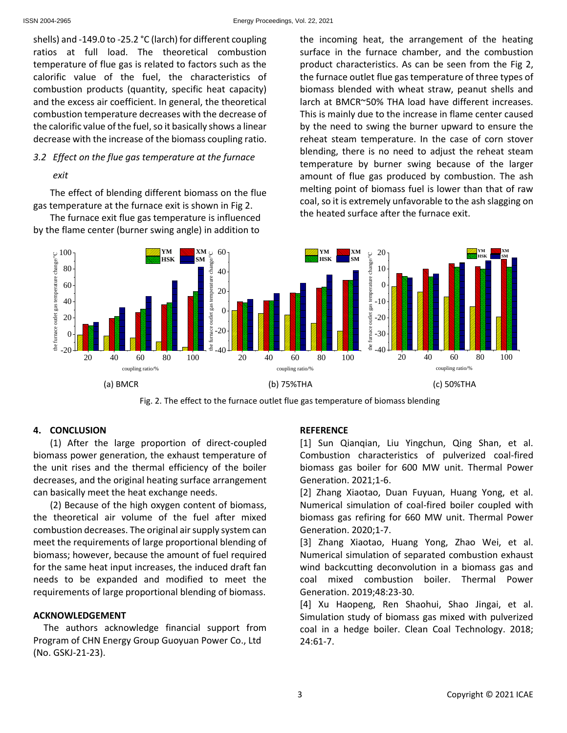shells) and -149.0 to -25.2 °C (larch) for different coupling ratios at full load. The theoretical combustion temperature of flue gas is related to factors such as the calorific value of the fuel, the characteristics of combustion products (quantity, specific heat capacity) and the excess air coefficient. In general, the theoretical combustion temperature decreases with the decrease of the calorific value of the fuel, so it basically shows a linear decrease with the increase of the biomass coupling ratio.

### *3.2 Effect on the flue gas temperature at the furnace exit*

The effect of blending different biomass on the flue gas temperature at the furnace exit is shown in Fig 2.

The furnace exit flue gas temperature is influenced by the flame center (burner swing angle) in addition to the incoming heat, the arrangement of the heating surface in the furnace chamber, and the combustion product characteristics. As can be seen from the Fig 2, the furnace outlet flue gas temperature of three types of biomass blended with wheat straw, peanut shells and larch at BMCR~50% THA load have different increases. This is mainly due to the increase in flame center caused by the need to swing the burner upward to ensure the reheat steam temperature. In the case of corn stover blending, there is no need to adjust the reheat steam temperature by burner swing because of the larger amount of flue gas produced by combustion. The ash melting point of biomass fuel is lower than that of raw coal, so it is extremely unfavorable to the ash slagging on the heated surface after the furnace exit.

(a) BMCR (b) 75%THA (c) 50%THA

Fig. 2. The effect to the furnace outlet flue gas temperature of biomass blending

## 4. CONCLUSION

(1) After the large proportion of direct-coupled biomass power generation, the exhaust temperature of the unit rises and the thermal efficiency of the boiler decreases, and the original heating surface arrangement can basically meet the heat exchange needs.

(2) Because of the high oxygen content of biomass, the theoretical air volume of the fuel after mixed combustion decreases. The original air supply system can meet the requirements of large proportional blending of biomass; however, because the amount of fuel required for the same heat input increases, the induced draft fan needs to be expanded and modified to meet the requirements of large proportional blending of biomass.

## ACKNOWLEDGEMENT

The authors acknowledge financial support from Program of CHN Energy Group Guoyuan Power Co., Ltd (No. GSKJ-21-23).

## REFERENCE

[1] Sun Qianqian, Liu Yingchun, Qing Shan, et al. Combustion characteristics of pulverized coal-fired biomass gas boiler for 600 MW unit. Thermal Power Generation. 2021;1-6.

[2] Zhang Xiaotao, Duan Fuyuan, Huang Yong, et al. Numerical simulation of coal-fired boiler coupled with biomass gas refiring for 660 MW unit. Thermal Power Generation. 2020;1-7.

[3] Zhang Xiaotao, Huang Yong, Zhao Wei, et al. Numerical simulation of separated combustion exhaust wind backcutting deconvolution in a biomass gas and coal mixed combustion boiler. Thermal Power Generation. 2019;48:23-30.

[4] Xu Haopeng, Ren Shaohui, Shao Jingai, et al. Simulation study of biomass gas mixed with pulverized coal in a hedge boiler. Clean Coal Technology. 2018; 24:61-7.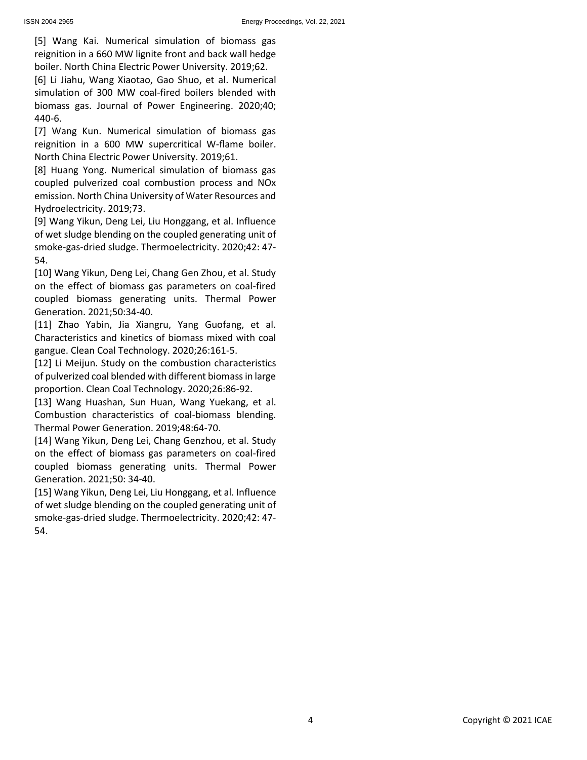[5] Wang Kai. Numerical simulation of biomass gas reignition in a 660 MW lignite front and back wall hedge boiler. North China Electric Power University. 2019;62.

[6] Li Jiahu, Wang Xiaotao, Gao Shuo, et al. Numerical simulation of 300 MW coal-fired boilers blended with biomass gas. Journal of Power Engineering. 2020;40; 440-6.

[7] Wang Kun. Numerical simulation of biomass gas reignition in a 600 MW supercritical W-flame boiler. North China Electric Power University. 2019;61.

[8] Huang Yong. Numerical simulation of biomass gas coupled pulverized coal combustion process and NOx emission. North China University of Water Resources and Hydroelectricity. 2019;73.

[9] Wang Yikun, Deng Lei, Liu Honggang, et al. Influence of wet sludge blending on the coupled generating unit of smoke-gas-dried sludge. Thermoelectricity. 2020;42: 47-54.

[10] Wang Yikun, Deng Lei, Chang Gen Zhou, et al. Study on the effect of biomass gas parameters on coal-fired coupled biomass generating units. Thermal Power Generation. 2021;50:34-40.

[11] Zhao Yabin, Jia Xiangru, Yang Guofang, et al. Characteristics and kinetics of biomass mixed with coal gangue. Clean Coal Technology. 2020;26:161-5.

[12] Li Meijun. Study on the combustion characteristics of pulverized coal blended with different biomass in large proportion. Clean Coal Technology. 2020;26:86-92.

[13] Wang Huashan, Sun Huan, Wang Yuekang, et al. Combustion characteristics of coal-biomass blending. Thermal Power Generation. 2019;48:64-70.

[14] Wang Yikun, Deng Lei, Chang Genzhou, et al. Study on the effect of biomass gas parameters on coal-fired coupled biomass generating units. Thermal Power Generation. 2021;50: 34-40.

[15] Wang Yikun, Deng Lei, Liu Honggang, et al. Influence of wet sludge blending on the coupled generating unit of smoke-gas-dried sludge. Thermoelectricity. 2020;42: 47-54.